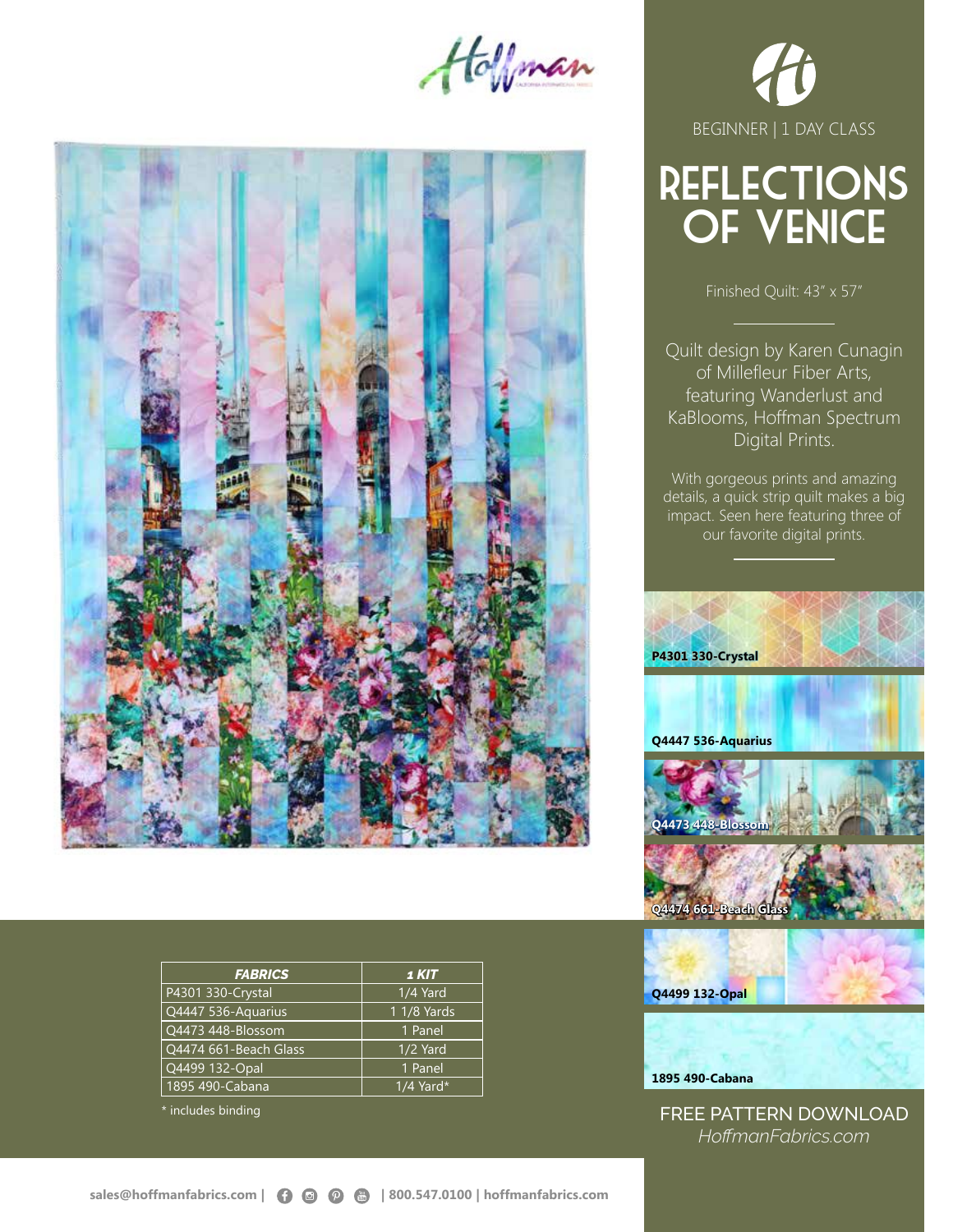BEGINNER | 1 DAY CLASS

# REFLECTIONS OF VENICE

Finished Quilt: 43" x 57"

Quilt design by Karen Cunagin of Millefleur Fiber Arts, featuring Wanderlust and KaBlooms, Hoffman Spectrum Digital Prints.

With gorgeous prints and amazing details, a quick strip quilt makes a big impact. Seen here featuring three of our favorite digital prints.

P4301 330-Crystal

Q4447 536-Aquarius

Q4473 448-Blossom

Q4474 661-Beach Glass

Q4499 132-Opal

1895 490-Cabana

| *FABRICS* | *1 KIT* |
|---|---|
| P4301 330-Crystal | 1/4 Yard |
| Q4447 536-Aquarius | 1 1/8 Yards |
| Q4473 448-Blossom | 1 Panel |
| Q4474 661-Beach Glass | 1/2 Yard |
| Q4499 132-Opal | 1 Panel |
| 1895 490-Cabana | 1/4 Yard* |

\* includes binding

FREE PATTERN DOWNLOAD
*HoffmanFabrics.com*

**sales@hoffmanfabrics.com | 800.547.0100 | hoffmanfabrics.com**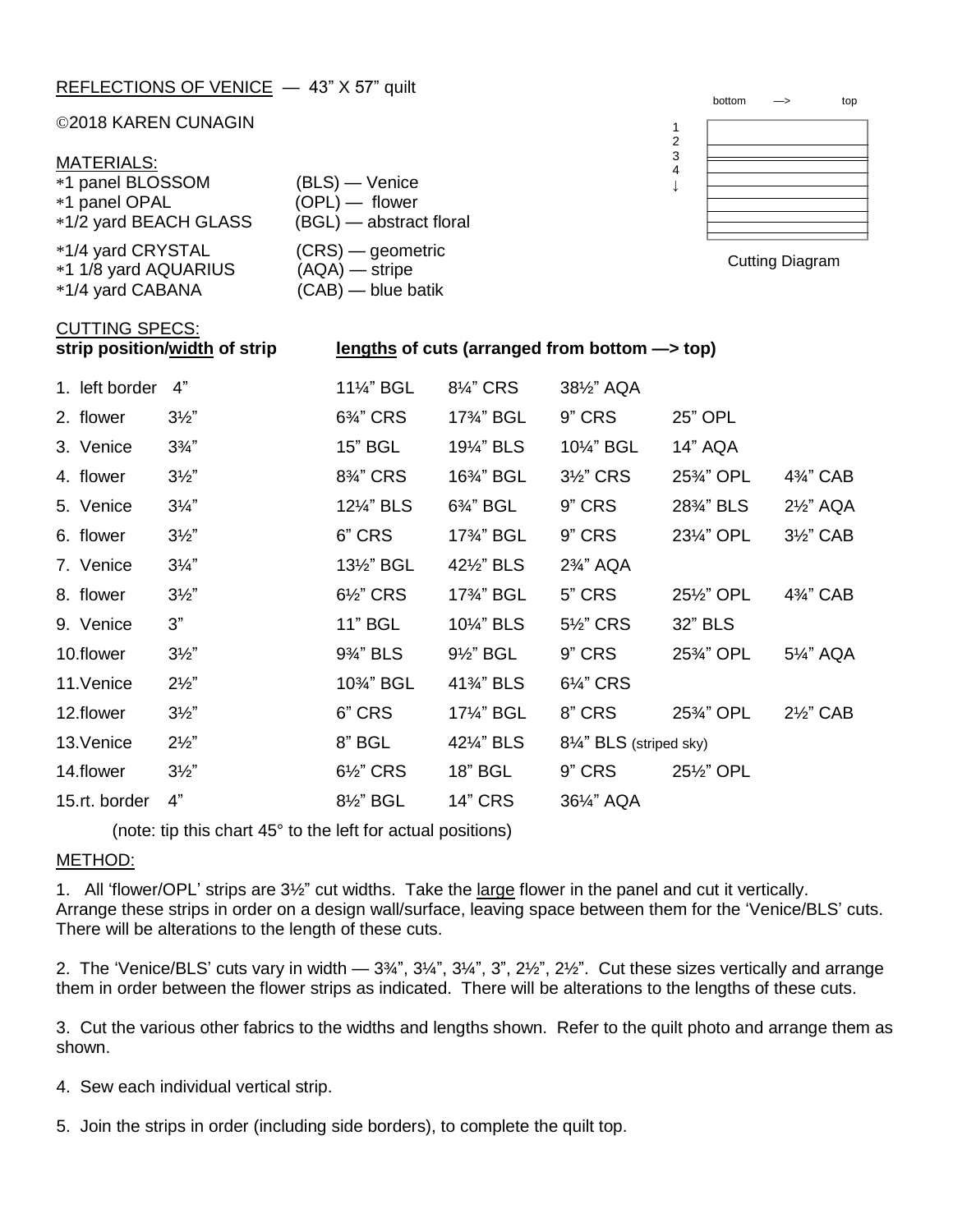REFLECTIONS OF VENICE — 43" X 57" quilt

©2018 KAREN CUNAGIN

bottom —> top

1
2
3
4
↓

Cutting Diagram

MATERIALS:

- *1 panel BLOSSOM (BLS) — Venice
- *1 panel OPAL (OPL) — flower
- *1/2 yard BEACH GLASS (BGL) — abstract floral
- *1/4 yard CRYSTAL (CRS) — geometric
- *1 1/8 yard AQUARIUS (AQA) — stripe
- *1/4 yard CABANA (CAB) — blue batik

CUTTING SPECS:

| **strip position/width of strip** | | **lengths of cuts (arranged from bottom —> top)** | | | | |
|---|---|---|---|---|---|---|
| 1. left border | 4" | 11¼" BGL | 8¼" CRS | 38½" AQA | | |
| 2. flower | 3½" | 6¾" CRS | 17¾" BGL | 9" CRS | 25" OPL | |
| 3. Venice | 3¾" | 15" BGL | 19¼" BLS | 10¼" BGL | 14" AQA | |
| 4. flower | 3½" | 8¾" CRS | 16¾" BGL | 3½" CRS | 25¾" OPL | 4¾" CAB |
| 5. Venice | 3¼" | 12¼" BLS | 6¾" BGL | 9" CRS | 28¾" BLS | 2½" AQA |
| 6. flower | 3½" | 6" CRS | 17¾" BGL | 9" CRS | 23¼" OPL | 3½" CAB |
| 7. Venice | 3¼" | 13½" BGL | 42½" BLS | 2¾" AQA | | |
| 8. flower | 3½" | 6½" CRS | 17¾" BGL | 5" CRS | 25½" OPL | 4¾" CAB |
| 9. Venice | 3" | 11" BGL | 10¼" BLS | 5½" CRS | 32" BLS | |
| 10.flower | 3½" | 9¾" BLS | 9½" BGL | 9" CRS | 25¾" OPL | 5¼" AQA |
| 11.Venice | 2½" | 10¾" BGL | 41¾" BLS | 6¼" CRS | | |
| 12.flower | 3½" | 6" CRS | 17¼" BGL | 8" CRS | 25¾" OPL | 2½" CAB |
| 13.Venice | 2½" | 8" BGL | 42¼" BLS | 8¼" BLS (striped sky) | | |
| 14.flower | 3½" | 6½" CRS | 18" BGL | 9" CRS | 25½" OPL | |
| 15.rt. border | 4" | 8½" BGL | 14" CRS | 36¼" AQA | | |

(note: tip this chart 45° to the left for actual positions)

METHOD:

1. All 'flower/OPL' strips are 3½" cut widths. Take the large flower in the panel and cut it vertically. Arrange these strips in order on a design wall/surface, leaving space between them for the 'Venice/BLS' cuts. There will be alterations to the length of these cuts.

2. The 'Venice/BLS' cuts vary in width — 3¾", 3¼", 3¼", 3", 2½", 2½". Cut these sizes vertically and arrange them in order between the flower strips as indicated. There will be alterations to the lengths of these cuts.

3. Cut the various other fabrics to the widths and lengths shown. Refer to the quilt photo and arrange them as shown.

4. Sew each individual vertical strip.

5. Join the strips in order (including side borders), to complete the quilt top.